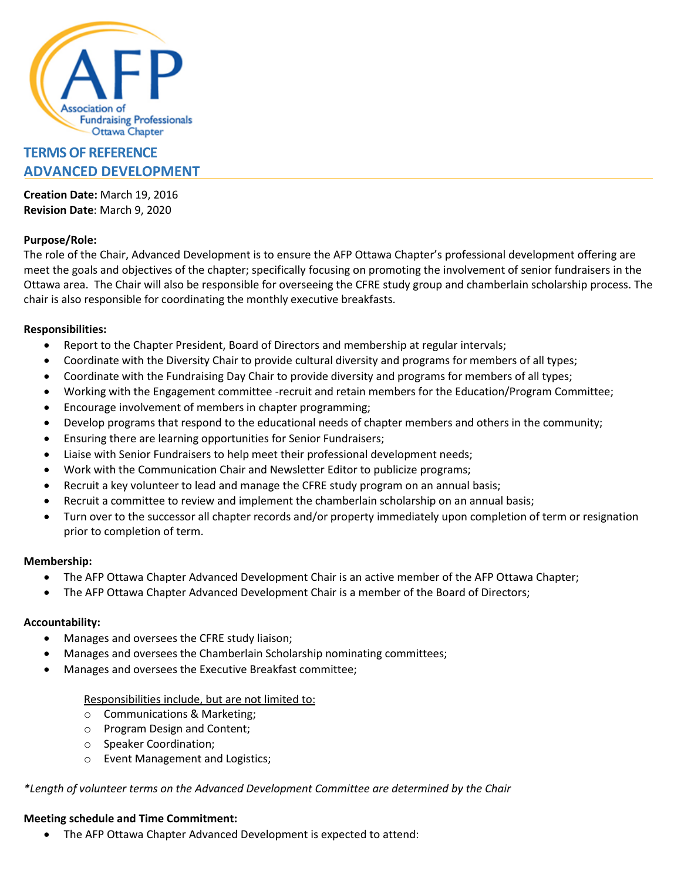# TERMS OF REFERENCE
# ADVANCED DEVELOPMENT

**Creation Date:** March 19, 2016
**Revision Date**: March 9, 2020

**Purpose/Role:**
The role of the Chair, Advanced Development is to ensure the AFP Ottawa Chapter's professional development offering are meet the goals and objectives of the chapter; specifically focusing on promoting the involvement of senior fundraisers in the Ottawa area. The Chair will also be responsible for overseeing the CFRE study group and chamberlain scholarship process. The chair is also responsible for coordinating the monthly executive breakfasts.

**Responsibilities:**

- Report to the Chapter President, Board of Directors and membership at regular intervals;
- Coordinate with the Diversity Chair to provide cultural diversity and programs for members of all types;
- Coordinate with the Fundraising Day Chair to provide diversity and programs for members of all types;
- Working with the Engagement committee -recruit and retain members for the Education/Program Committee;
- Encourage involvement of members in chapter programming;
- Develop programs that respond to the educational needs of chapter members and others in the community;
- Ensuring there are learning opportunities for Senior Fundraisers;
- Liaise with Senior Fundraisers to help meet their professional development needs;
- Work with the Communication Chair and Newsletter Editor to publicize programs;
- Recruit a key volunteer to lead and manage the CFRE study program on an annual basis;
- Recruit a committee to review and implement the chamberlain scholarship on an annual basis;
- Turn over to the successor all chapter records and/or property immediately upon completion of term or resignation prior to completion of term.

**Membership:**

- The AFP Ottawa Chapter Advanced Development Chair is an active member of the AFP Ottawa Chapter;
- The AFP Ottawa Chapter Advanced Development Chair is a member of the Board of Directors;

**Accountability:**

- Manages and oversees the CFRE study liaison;
- Manages and oversees the Chamberlain Scholarship nominating committees;
- Manages and oversees the Executive Breakfast committee;

  Responsibilities include, but are not limited to:
  - Communications & Marketing;
  - Program Design and Content;
  - Speaker Coordination;
  - Event Management and Logistics;

*\*Length of volunteer terms on the Advanced Development Committee are determined by the Chair*

**Meeting schedule and Time Commitment:**

- The AFP Ottawa Chapter Advanced Development is expected to attend: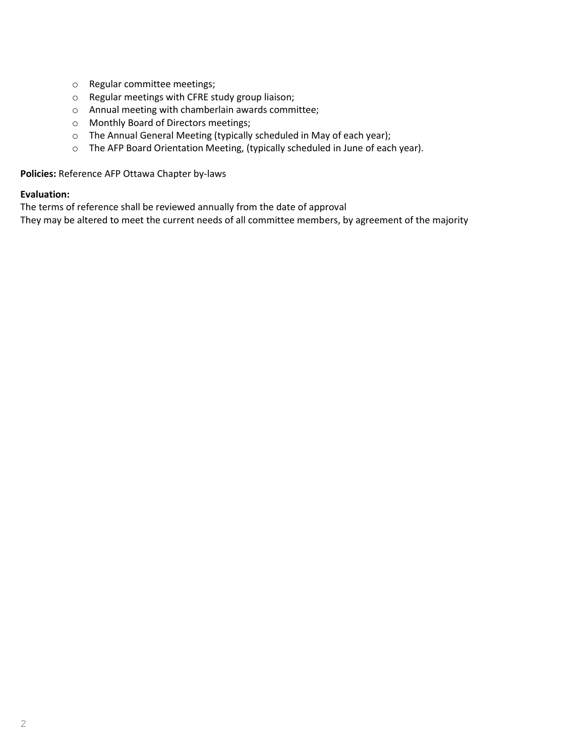- Regular committee meetings;
- Regular meetings with CFRE study group liaison;
- Annual meeting with chamberlain awards committee;
- Monthly Board of Directors meetings;
- The Annual General Meeting (typically scheduled in May of each year);
- The AFP Board Orientation Meeting, (typically scheduled in June of each year).

**Policies:** Reference AFP Ottawa Chapter by-laws

**Evaluation:**
The terms of reference shall be reviewed annually from the date of approval
They may be altered to meet the current needs of all committee members, by agreement of the majority